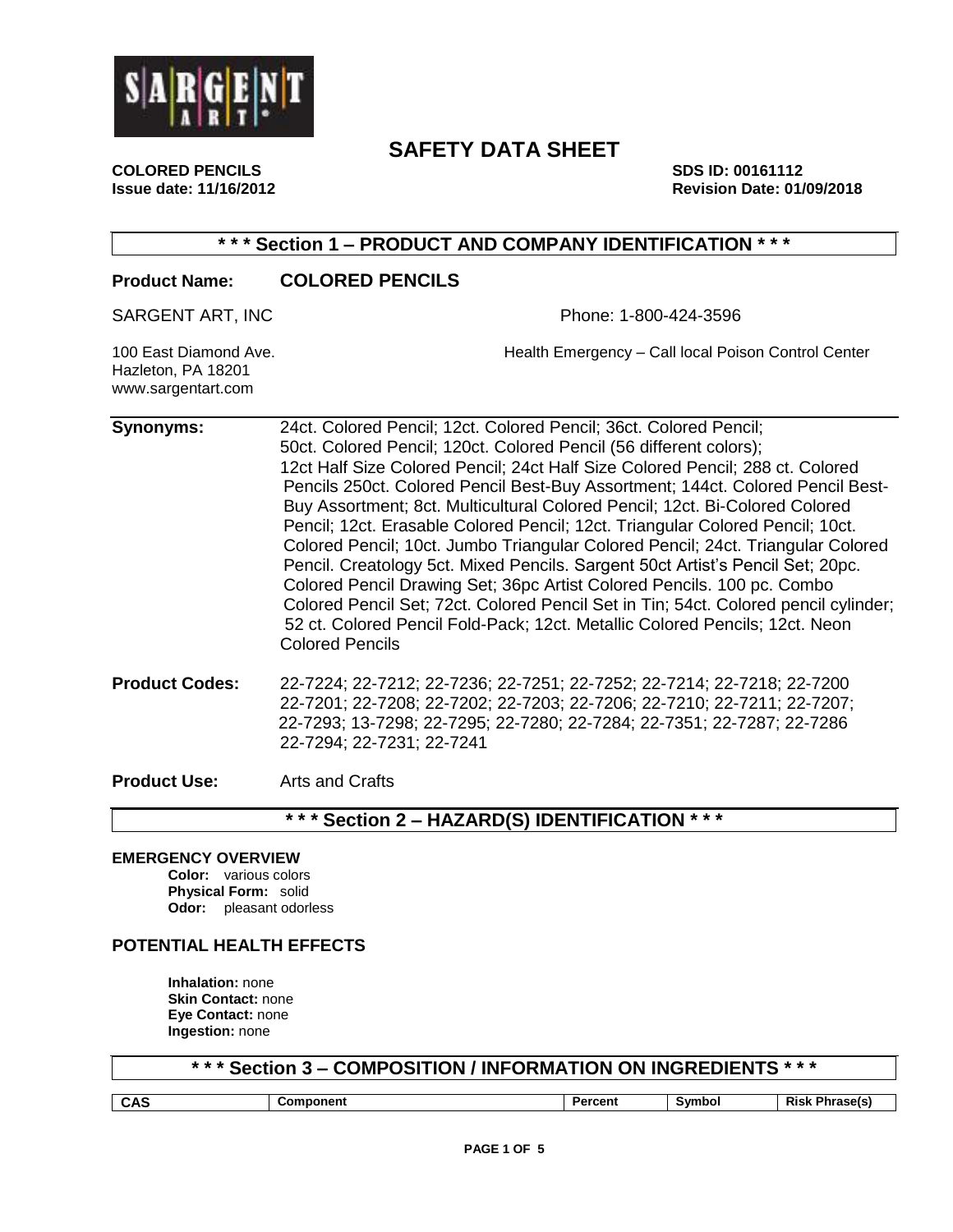# SAFETY DATA SHEET

**COLORED PENCILS** **SDS ID: 00161112**

**Issue date: 11/16/2012** **Revision Date: 01/09/2018**

## * * * Section 1 – PRODUCT AND COMPANY IDENTIFICATION * * *

**Product Name: COLORED PENCILS**

SARGENT ART, INC
100 East Diamond Ave.
Hazleton, PA 18201
www.sargentart.com

Phone: 1-800-424-3596

Health Emergency – Call local Poison Control Center

**Synonyms:** 24ct. Colored Pencil; 12ct. Colored Pencil; 36ct. Colored Pencil; 50ct. Colored Pencil; 120ct. Colored Pencil (56 different colors); 12ct Half Size Colored Pencil; 24ct Half Size Colored Pencil; 288 ct. Colored Pencils 250ct. Colored Pencil Best-Buy Assortment; 144ct. Colored Pencil Best-Buy Assortment; 8ct. Multicultural Colored Pencil; 12ct. Bi-Colored Colored Pencil; 12ct. Erasable Colored Pencil; 12ct. Triangular Colored Pencil; 10ct. Colored Pencil; 10ct. Jumbo Triangular Colored Pencil; 24ct. Triangular Colored Pencil. Creatology 5ct. Mixed Pencils. Sargent 50ct Artist's Pencil Set; 20pc. Colored Pencil Drawing Set; 36pc Artist Colored Pencils. 100 pc. Combo Colored Pencil Set; 72ct. Colored Pencil Set in Tin; 54ct. Colored pencil cylinder; 52 ct. Colored Pencil Fold-Pack; 12ct. Metallic Colored Pencils; 12ct. Neon Colored Pencils

**Product Codes:** 22-7224; 22-7212; 22-7236; 22-7251; 22-7252; 22-7214; 22-7218; 22-7200 22-7201; 22-7208; 22-7202; 22-7203; 22-7206; 22-7210; 22-7211; 22-7207; 22-7293; 13-7298; 22-7295; 22-7280; 22-7284; 22-7351; 22-7287; 22-7286 22-7294; 22-7231; 22-7241

**Product Use:** Arts and Crafts

## * * * Section 2 – HAZARD(S) IDENTIFICATION * * *

### EMERGENCY OVERVIEW

**Color:** various colors
**Physical Form:** solid
**Odor:** pleasant odorless

### POTENTIAL HEALTH EFFECTS

**Inhalation:** none
**Skin Contact:** none
**Eye Contact:** none
**Ingestion:** none

## * * * Section 3 – COMPOSITION / INFORMATION ON INGREDIENTS * * *

| CAS | Component | Percent | Symbol | Risk Phrase(s) |
|---|---|---|---|---|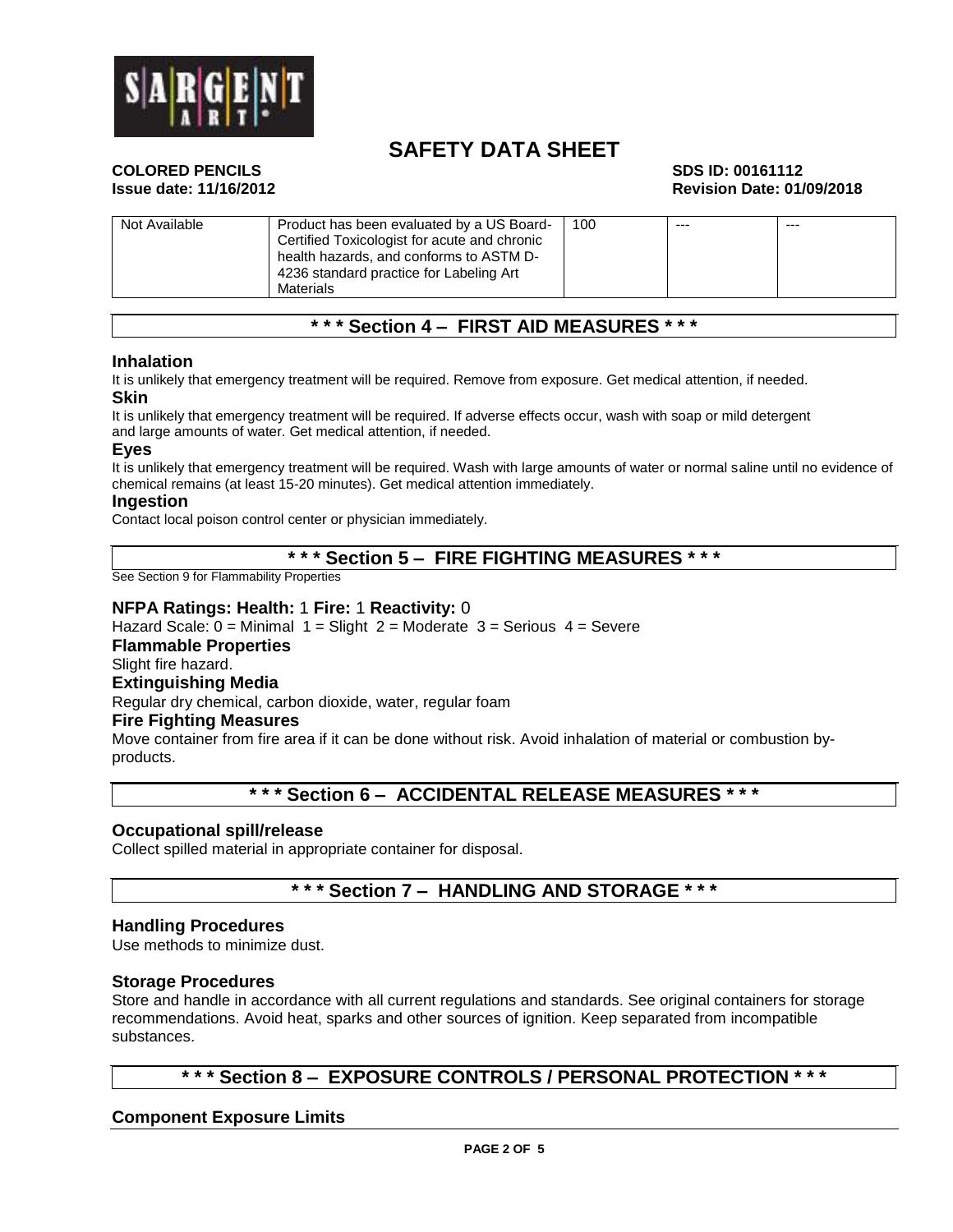| Not Available | Product has been evaluated by a US Board-Certified Toxicologist for acute and chronic health hazards, and conforms to ASTM D-4236 standard practice for Labeling Art Materials | 100 | --- | --- |
|---|---|---|---|---|

## * * * Section 4 – FIRST AID MEASURES * * *

### Inhalation

It is unlikely that emergency treatment will be required. Remove from exposure. Get medical attention, if needed.

### Skin

It is unlikely that emergency treatment will be required. If adverse effects occur, wash with soap or mild detergent and large amounts of water. Get medical attention, if needed.

### Eyes

It is unlikely that emergency treatment will be required. Wash with large amounts of water or normal saline until no evidence of chemical remains (at least 15-20 minutes). Get medical attention immediately.

### Ingestion

Contact local poison control center or physician immediately.

## * * * Section 5 – FIRE FIGHTING MEASURES * * *

See Section 9 for Flammability Properties

**NFPA Ratings: Health:** 1 **Fire:** 1 **Reactivity:** 0

Hazard Scale: 0 = Minimal 1 = Slight 2 = Moderate 3 = Serious 4 = Severe

### Flammable Properties

Slight fire hazard.

### Extinguishing Media

Regular dry chemical, carbon dioxide, water, regular foam

### Fire Fighting Measures

Move container from fire area if it can be done without risk. Avoid inhalation of material or combustion by-products.

## * * * Section 6 – ACCIDENTAL RELEASE MEASURES * * *

### Occupational spill/release

Collect spilled material in appropriate container for disposal.

## * * * Section 7 – HANDLING AND STORAGE * * *

### Handling Procedures

Use methods to minimize dust.

### Storage Procedures

Store and handle in accordance with all current regulations and standards. See original containers for storage recommendations. Avoid heat, sparks and other sources of ignition. Keep separated from incompatible substances.

## * * * Section 8 – EXPOSURE CONTROLS / PERSONAL PROTECTION * * *

### Component Exposure Limits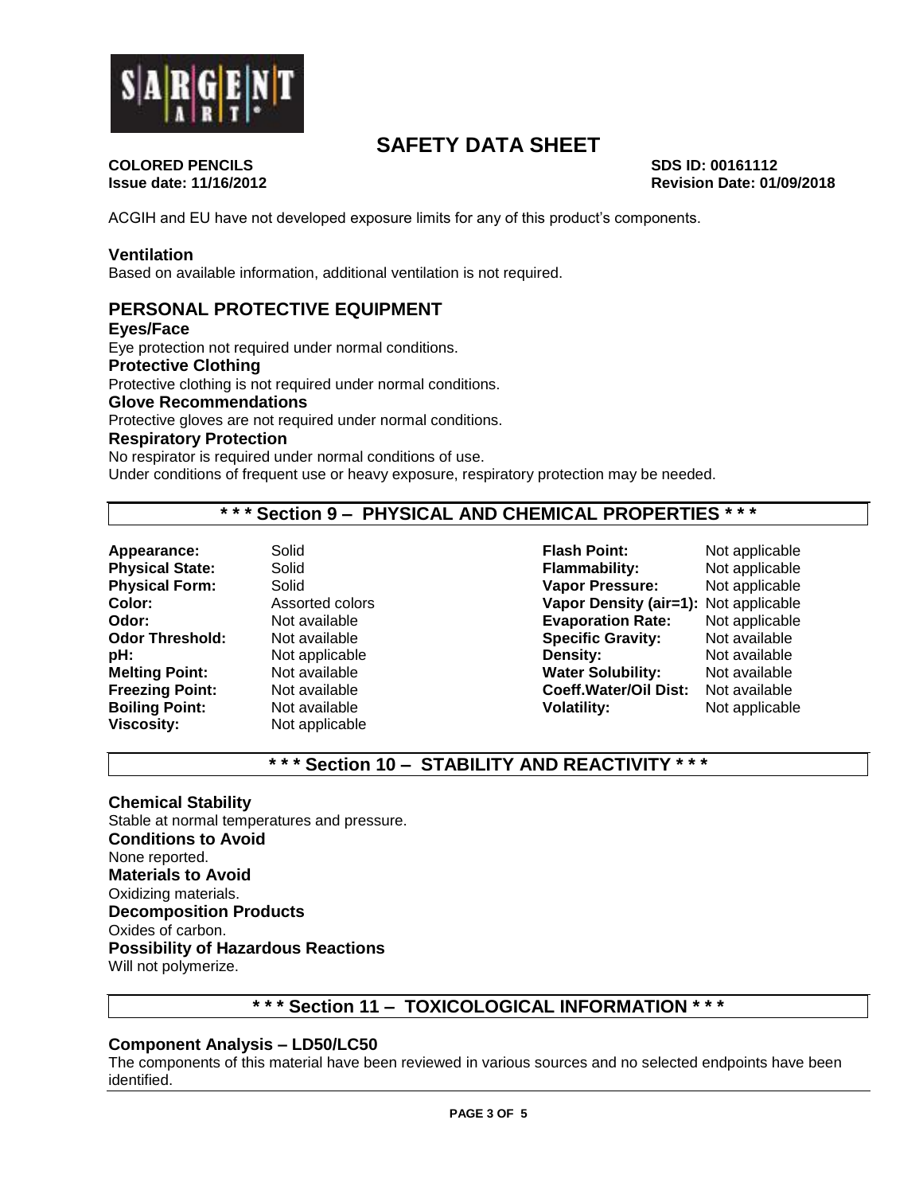ACGIH and EU have not developed exposure limits for any of this product's components.

### Ventilation

Based on available information, additional ventilation is not required.

## PERSONAL PROTECTIVE EQUIPMENT

### Eyes/Face

Eye protection not required under normal conditions.

### Protective Clothing

Protective clothing is not required under normal conditions.

### Glove Recommendations

Protective gloves are not required under normal conditions.

### Respiratory Protection

No respirator is required under normal conditions of use.
Under conditions of frequent use or heavy exposure, respiratory protection may be needed.

## * * * Section 9 – PHYSICAL AND CHEMICAL PROPERTIES * * *

| | | | |
|---|---|---|---|
| **Appearance:** | Solid | **Flash Point:** | Not applicable |
| **Physical State:** | Solid | **Flammability:** | Not applicable |
| **Physical Form:** | Solid | **Vapor Pressure:** | Not applicable |
| **Color:** | Assorted colors | **Vapor Density (air=1):** | Not applicable |
| **Odor:** | Not available | **Evaporation Rate:** | Not applicable |
| **Odor Threshold:** | Not available | **Specific Gravity:** | Not available |
| **pH:** | Not applicable | **Density:** | Not available |
| **Melting Point:** | Not available | **Water Solubility:** | Not available |
| **Freezing Point:** | Not available | **Coeff.Water/Oil Dist:** | Not available |
| **Boiling Point:** | Not available | **Volatility:** | Not applicable |
| **Viscosity:** | Not applicable | | |

## * * * Section 10 – STABILITY AND REACTIVITY * * *

### Chemical Stability

Stable at normal temperatures and pressure.

### Conditions to Avoid

None reported.

### Materials to Avoid

Oxidizing materials.

### Decomposition Products

Oxides of carbon.

### Possibility of Hazardous Reactions

Will not polymerize.

## * * * Section 11 – TOXICOLOGICAL INFORMATION * * *

### Component Analysis – LD50/LC50

The components of this material have been reviewed in various sources and no selected endpoints have been identified.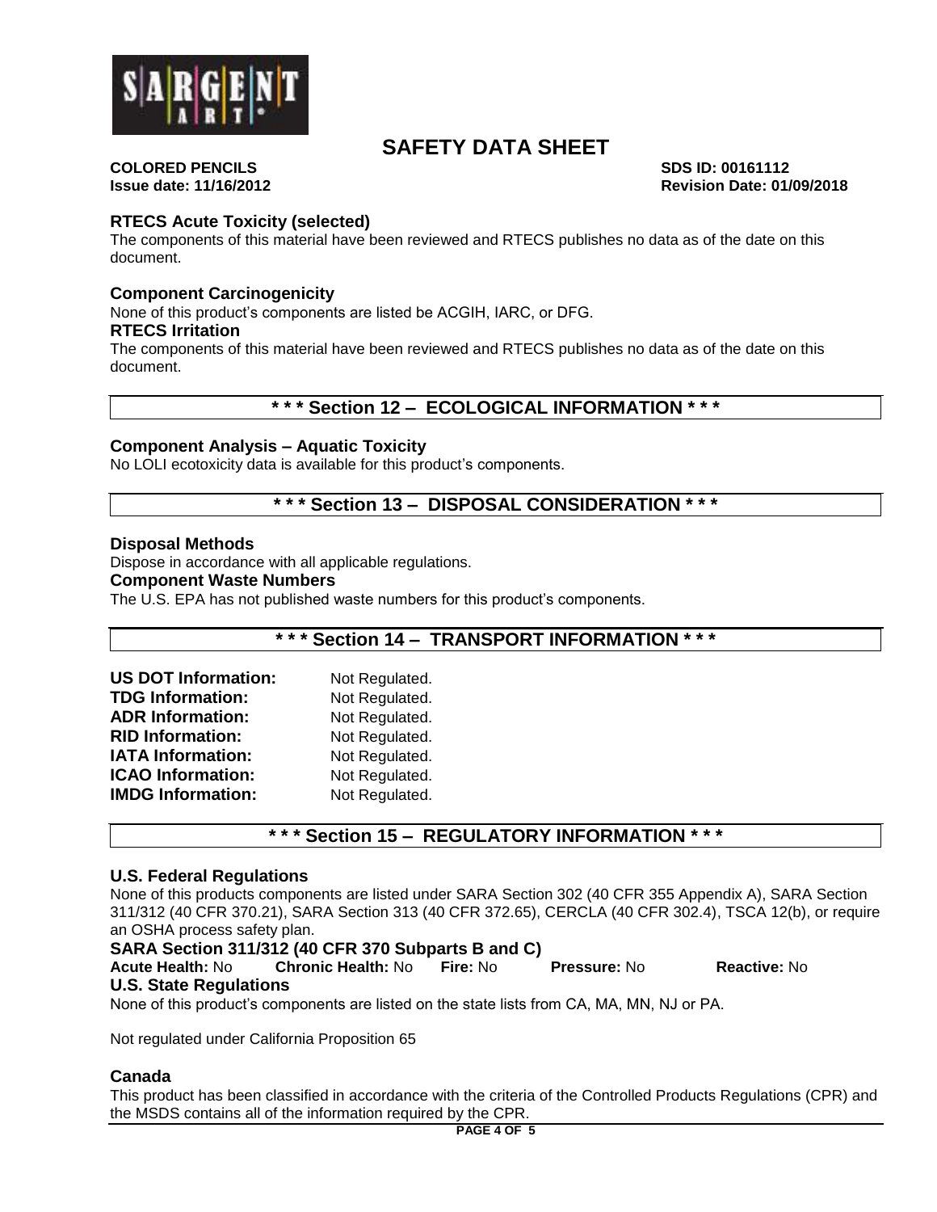## RTECS Acute Toxicity (selected)

The components of this material have been reviewed and RTECS publishes no data as of the date on this document.

## Component Carcinogenicity

None of this product's components are listed be ACGIH, IARC, or DFG.

## RTECS Irritation

The components of this material have been reviewed and RTECS publishes no data as of the date on this document.

# * * * Section 12 – ECOLOGICAL INFORMATION * * *

## Component Analysis – Aquatic Toxicity

No LOLI ecotoxicity data is available for this product's components.

# * * * Section 13 – DISPOSAL CONSIDERATION * * *

## Disposal Methods

Dispose in accordance with all applicable regulations.

## Component Waste Numbers

The U.S. EPA has not published waste numbers for this product's components.

# * * * Section 14 – TRANSPORT INFORMATION * * *

**US DOT Information:** Not Regulated.
**TDG Information:** Not Regulated.
**ADR Information:** Not Regulated.
**RID Information:** Not Regulated.
**IATA Information:** Not Regulated.
**ICAO Information:** Not Regulated.
**IMDG Information:** Not Regulated.

# * * * Section 15 – REGULATORY INFORMATION * * *

## U.S. Federal Regulations

None of this products components are listed under SARA Section 302 (40 CFR 355 Appendix A), SARA Section 311/312 (40 CFR 370.21), SARA Section 313 (40 CFR 372.65), CERCLA (40 CFR 302.4), TSCA 12(b), or require an OSHA process safety plan.

## SARA Section 311/312 (40 CFR 370 Subparts B and C)

**Acute Health:** No **Chronic Health:** No **Fire:** No **Pressure:** No **Reactive:** No

## U.S. State Regulations

None of this product's components are listed on the state lists from CA, MA, MN, NJ or PA.

Not regulated under California Proposition 65

## Canada

This product has been classified in accordance with the criteria of the Controlled Products Regulations (CPR) and the MSDS contains all of the information required by the CPR.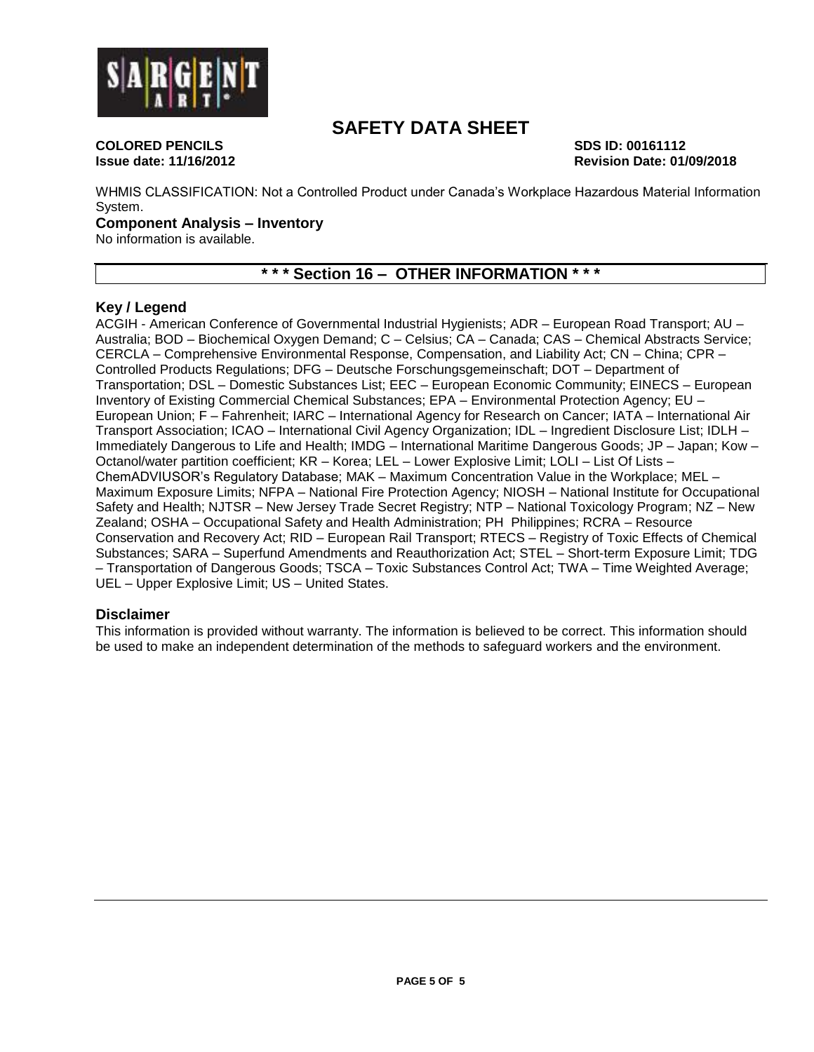WHMIS CLASSIFICATION: Not a Controlled Product under Canada's Workplace Hazardous Material Information System.

**Component Analysis – Inventory**

No information is available.

## \* \* \* Section 16 – OTHER INFORMATION \* \* \*

### Key / Legend

ACGIH - American Conference of Governmental Industrial Hygienists; ADR – European Road Transport; AU – Australia; BOD – Biochemical Oxygen Demand; C – Celsius; CA – Canada; CAS – Chemical Abstracts Service; CERCLA – Comprehensive Environmental Response, Compensation, and Liability Act; CN – China; CPR – Controlled Products Regulations; DFG – Deutsche Forschungsgemeinschaft; DOT – Department of Transportation; DSL – Domestic Substances List; EEC – European Economic Community; EINECS – European Inventory of Existing Commercial Chemical Substances; EPA – Environmental Protection Agency; EU – European Union; F – Fahrenheit; IARC – International Agency for Research on Cancer; IATA – International Air Transport Association; ICAO – International Civil Agency Organization; IDL – Ingredient Disclosure List; IDLH – Immediately Dangerous to Life and Health; IMDG – International Maritime Dangerous Goods; JP – Japan; Kow – Octanol/water partition coefficient; KR – Korea; LEL – Lower Explosive Limit; LOLI – List Of Lists – ChemADVIUSOR's Regulatory Database; MAK – Maximum Concentration Value in the Workplace; MEL – Maximum Exposure Limits; NFPA – National Fire Protection Agency; NIOSH – National Institute for Occupational Safety and Health; NJTSR – New Jersey Trade Secret Registry; NTP – National Toxicology Program; NZ – New Zealand; OSHA – Occupational Safety and Health Administration; PH Philippines; RCRA – Resource Conservation and Recovery Act; RID – European Rail Transport; RTECS – Registry of Toxic Effects of Chemical Substances; SARA – Superfund Amendments and Reauthorization Act; STEL – Short-term Exposure Limit; TDG – Transportation of Dangerous Goods; TSCA – Toxic Substances Control Act; TWA – Time Weighted Average; UEL – Upper Explosive Limit; US – United States.

### Disclaimer

This information is provided without warranty. The information is believed to be correct. This information should be used to make an independent determination of the methods to safeguard workers and the environment.